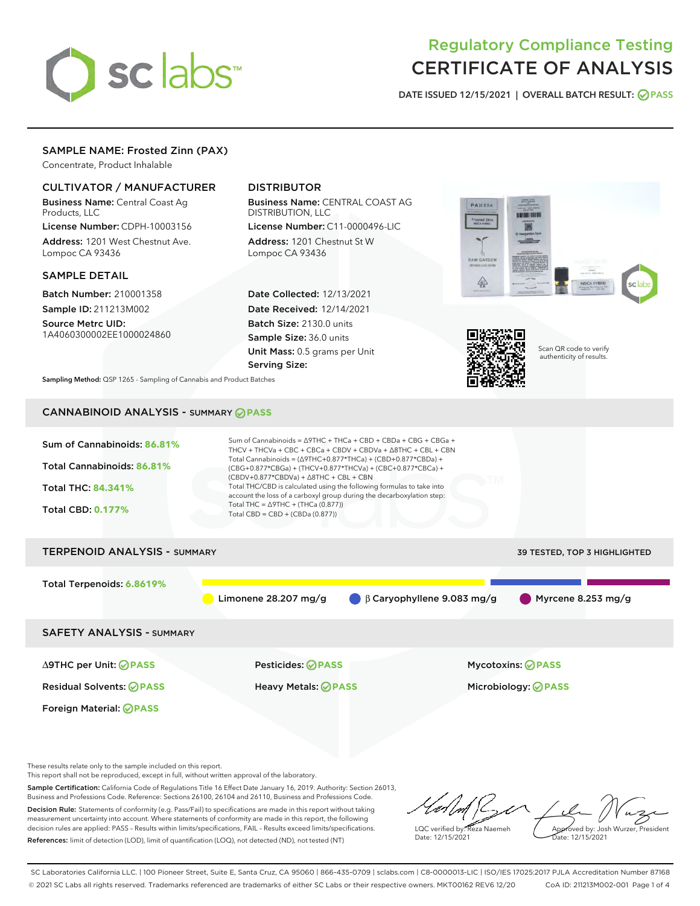# Regulatory Compliance Testing
# CERTIFICATE OF ANALYSIS

DATE ISSUED 12/15/2021 | OVERALL BATCH RESULT: PASS

## SAMPLE NAME: Frosted Zinn (PAX)

Concentrate, Product Inhalable

### CULTIVATOR / MANUFACTURER

**Business Name:** Central Coast Ag Products, LLC

**License Number:** CDPH-10003156

**Address:** 1201 West Chestnut Ave. Lompoc CA 93436

### DISTRIBUTOR

**Business Name:** CENTRAL COAST AG DISTRIBUTION, LLC

**License Number:** C11-0000496-LIC

**Address:** 1201 Chestnut St W Lompoc CA 93436

### SAMPLE DETAIL

**Batch Number:** 210001358

**Sample ID:** 211213M002

**Source Metrc UID:** 1A4060300002EE1000024860

**Date Collected:** 12/13/2021

**Date Received:** 12/14/2021

**Batch Size:** 2130.0 units

**Sample Size:** 36.0 units

**Unit Mass:** 0.5 grams per Unit

**Serving Size:**

Scan QR code to verify authenticity of results.

**Sampling Method:** QSP 1265 - Sampling of Cannabis and Product Batches

## CANNABINOID ANALYSIS - SUMMARY PASS

Sum of Cannabinoids: **86.81%**

Total Cannabinoids: **86.81%**

Total THC: **84.341%**

Total CBD: **0.177%**

Sum of Cannabinoids = Δ9THC + THCa + CBD + CBDa + CBG + CBGa + THCV + THCVa + CBC + CBCa + CBDV + CBDVa + Δ8THC + CBL + CBN

Total Cannabinoids = (Δ9THC+0.877*THCa) + (CBD+0.877*CBDa) + (CBG+0.877*CBGa) + (THCV+0.877*THCVa) + (CBC+0.877*CBCa) + (CBDV+0.877*CBDVa) + Δ8THC + CBL + CBN

Total THC/CBD is calculated using the following formulas to take into account the loss of a carboxyl group during the decarboxylation step:

Total THC = Δ9THC + (THCa (0.877))

Total CBD = CBD + (CBDa (0.877))

## TERPENOID ANALYSIS - SUMMARY

39 TESTED, TOP 3 HIGHLIGHTED

Total Terpenoids: **6.8619%**

Limonene 28.207 mg/g | β Caryophyllene 9.083 mg/g | Myrcene 8.253 mg/g

## SAFETY ANALYSIS - SUMMARY

| | | |
|---|---|---|
| Δ9THC per Unit: PASS | Pesticides: PASS | Mycotoxins: PASS |
| Residual Solvents: PASS | Heavy Metals: PASS | Microbiology: PASS |
| Foreign Material: PASS | | |

These results relate only to the sample included on this report.
This report shall not be reproduced, except in full, without written approval of the laboratory.

**Sample Certification:** California Code of Regulations Title 16 Effect Date January 16, 2019. Authority: Section 26013, Business and Professions Code. Reference: Sections 26100, 26104 and 26110, Business and Professions Code.

**Decision Rule:** Statements of conformity (e.g. Pass/Fail) to specifications are made in this report without taking measurement uncertainty into account. Where statements of conformity are made in this report, the following decision rules are applied: PASS – Results within limits/specifications, FAIL – Results exceed limits/specifications.

**References:** limit of detection (LOD), limit of quantification (LOQ), not detected (ND), not tested (NT)

LQC verified by: Reza Naemeh
Date: 12/15/2021

Approved by: Josh Wurzer, President
Date: 12/15/2021

SC Laboratories California LLC. | 100 Pioneer Street, Suite E, Santa Cruz, CA 95060 | 866-435-0709 | sclabs.com | C8-0000013-LIC | ISO/IES 17025:2017 PJLA Accreditation Number 87168
© 2021 SC Labs all rights reserved. Trademarks referenced are trademarks of either SC Labs or their respective owners. MKT00162 REV6 12/20 CoA ID: 211213M002-001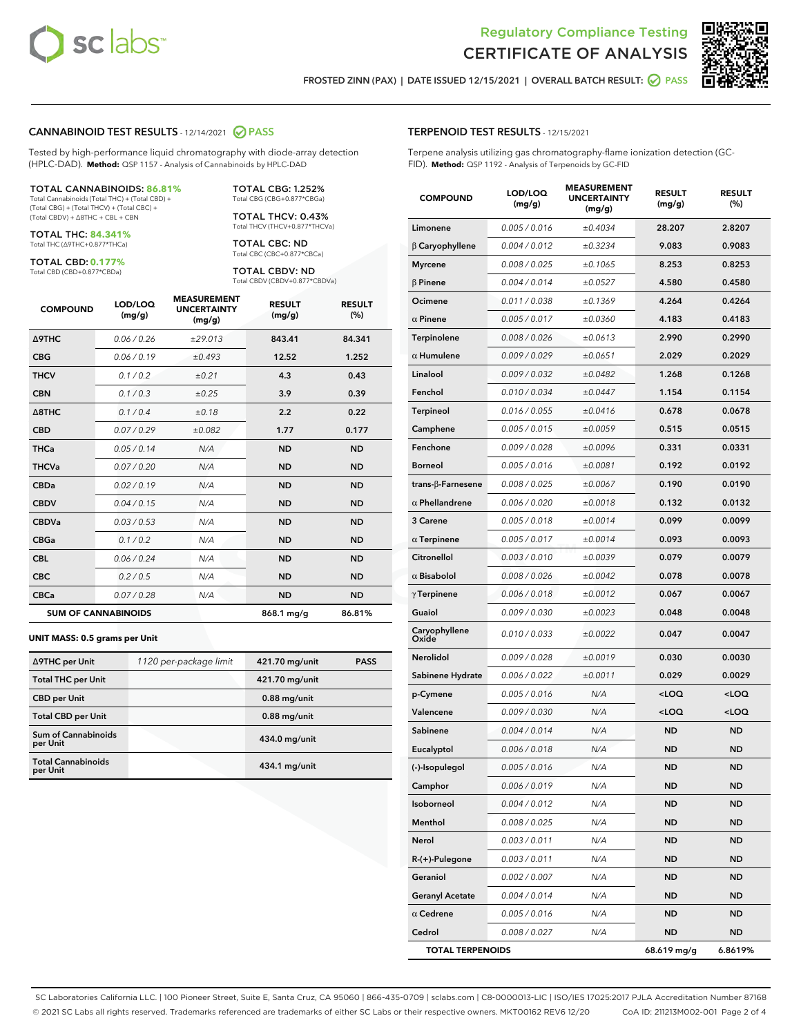Regulatory Compliance Testing

# CERTIFICATE OF ANALYSIS

FROSTED ZINN (PAX) | DATE ISSUED 12/15/2021 | OVERALL BATCH RESULT: PASS

## CANNABINOID TEST RESULTS - 12/14/2021 PASS

Tested by high-performance liquid chromatography with diode-array detection (HPLC-DAD). **Method:** QSP 1157 - Analysis of Cannabinoids by HPLC-DAD

**TOTAL CANNABINOIDS: 86.81%**
Total Cannabinoids (Total THC) + (Total CBD) + (Total CBG) + (Total THCV) + (Total CBC) + (Total CBDV) + Δ8THC + CBL + CBN

**TOTAL THC: 84.341%**
Total THC (Δ9THC+0.877*THCa)

**TOTAL CBD: 0.177%**
Total CBD (CBD+0.877*CBDa)

**TOTAL CBG: 1.252%**
Total CBG (CBG+0.877*CBGa)

**TOTAL THCV: 0.43%**
Total THCV (THCV+0.877*THCVa)

**TOTAL CBC: ND**
Total CBC (CBC+0.877*CBCa)

**TOTAL CBDV: ND**
Total CBDV (CBDV+0.877*CBDVa)

| COMPOUND | LOD/LOQ (mg/g) | MEASUREMENT UNCERTAINTY (mg/g) | RESULT (mg/g) | RESULT (%) |
|---|---|---|---|---|
| Δ9THC | 0.06 / 0.26 | ±29.013 | 843.41 | 84.341 |
| CBG | 0.06 / 0.19 | ±0.493 | 12.52 | 1.252 |
| THCV | 0.1 / 0.2 | ±0.21 | 4.3 | 0.43 |
| CBN | 0.1 / 0.3 | ±0.25 | 3.9 | 0.39 |
| Δ8THC | 0.1 / 0.4 | ±0.18 | 2.2 | 0.22 |
| CBD | 0.07 / 0.29 | ±0.082 | 1.77 | 0.177 |
| THCa | 0.05 / 0.14 | N/A | ND | ND |
| THCVa | 0.07 / 0.20 | N/A | ND | ND |
| CBDa | 0.02 / 0.19 | N/A | ND | ND |
| CBDV | 0.04 / 0.15 | N/A | ND | ND |
| CBDVa | 0.03 / 0.53 | N/A | ND | ND |
| CBGa | 0.1 / 0.2 | N/A | ND | ND |
| CBL | 0.06 / 0.24 | N/A | ND | ND |
| CBC | 0.2 / 0.5 | N/A | ND | ND |
| CBCa | 0.07 / 0.28 | N/A | ND | ND |
| **SUM OF CANNABINOIDS** | | | 868.1 mg/g | 86.81% |

### UNIT MASS: 0.5 grams per Unit

| | | | |
|---|---|---|---|
| Δ9THC per Unit | 1120 per-package limit | 421.70 mg/unit | PASS |
| Total THC per Unit | | 421.70 mg/unit | |
| CBD per Unit | | 0.88 mg/unit | |
| Total CBD per Unit | | 0.88 mg/unit | |
| Sum of Cannabinoids per Unit | | 434.0 mg/unit | |
| Total Cannabinoids per Unit | | 434.1 mg/unit | |

## TERPENOID TEST RESULTS - 12/15/2021

Terpene analysis utilizing gas chromatography-flame ionization detection (GC-FID). **Method:** QSP 1192 - Analysis of Terpenoids by GC-FID

| COMPOUND | LOD/LOQ (mg/g) | MEASUREMENT UNCERTAINTY (mg/g) | RESULT (mg/g) | RESULT (%) |
|---|---|---|---|---|
| Limonene | 0.005 / 0.016 | ±0.4034 | 28.207 | 2.8207 |
| β Caryophyllene | 0.004 / 0.012 | ±0.3234 | 9.083 | 0.9083 |
| Myrcene | 0.008 / 0.025 | ±0.1065 | 8.253 | 0.8253 |
| β Pinene | 0.004 / 0.014 | ±0.0527 | 4.580 | 0.4580 |
| Ocimene | 0.011 / 0.038 | ±0.1369 | 4.264 | 0.4264 |
| α Pinene | 0.005 / 0.017 | ±0.0360 | 4.183 | 0.4183 |
| Terpinolene | 0.008 / 0.026 | ±0.0613 | 2.990 | 0.2990 |
| α Humulene | 0.009 / 0.029 | ±0.0651 | 2.029 | 0.2029 |
| Linalool | 0.009 / 0.032 | ±0.0482 | 1.268 | 0.1268 |
| Fenchol | 0.010 / 0.034 | ±0.0447 | 1.154 | 0.1154 |
| Terpineol | 0.016 / 0.055 | ±0.0416 | 0.678 | 0.0678 |
| Camphene | 0.005 / 0.015 | ±0.0059 | 0.515 | 0.0515 |
| Fenchone | 0.009 / 0.028 | ±0.0096 | 0.331 | 0.0331 |
| Borneol | 0.005 / 0.016 | ±0.0081 | 0.192 | 0.0192 |
| trans-β-Farnesene | 0.008 / 0.025 | ±0.0067 | 0.190 | 0.0190 |
| α Phellandrene | 0.006 / 0.020 | ±0.0018 | 0.132 | 0.0132 |
| 3 Carene | 0.005 / 0.018 | ±0.0014 | 0.099 | 0.0099 |
| α Terpinene | 0.005 / 0.017 | ±0.0014 | 0.093 | 0.0093 |
| Citronellol | 0.003 / 0.010 | ±0.0039 | 0.079 | 0.0079 |
| α Bisabolol | 0.008 / 0.026 | ±0.0042 | 0.078 | 0.0078 |
| γ Terpinene | 0.006 / 0.018 | ±0.0012 | 0.067 | 0.0067 |
| Guaiol | 0.009 / 0.030 | ±0.0023 | 0.048 | 0.0048 |
| Caryophyllene Oxide | 0.010 / 0.033 | ±0.0022 | 0.047 | 0.0047 |
| Nerolidol | 0.009 / 0.028 | ±0.0019 | 0.030 | 0.0030 |
| Sabinene Hydrate | 0.006 / 0.022 | ±0.0011 | 0.029 | 0.0029 |
| p-Cymene | 0.005 / 0.016 | N/A | <LOQ | <LOQ |
| Valencene | 0.009 / 0.030 | N/A | <LOQ | <LOQ |
| Sabinene | 0.004 / 0.014 | N/A | ND | ND |
| Eucalyptol | 0.006 / 0.018 | N/A | ND | ND |
| (-)-Isopulegol | 0.005 / 0.016 | N/A | ND | ND |
| Camphor | 0.006 / 0.019 | N/A | ND | ND |
| Isoborneol | 0.004 / 0.012 | N/A | ND | ND |
| Menthol | 0.008 / 0.025 | N/A | ND | ND |
| Nerol | 0.003 / 0.011 | N/A | ND | ND |
| R-(+)-Pulegone | 0.003 / 0.011 | N/A | ND | ND |
| Geraniol | 0.002 / 0.007 | N/A | ND | ND |
| Geranyl Acetate | 0.004 / 0.014 | N/A | ND | ND |
| α Cedrene | 0.005 / 0.016 | N/A | ND | ND |
| Cedrol | 0.008 / 0.027 | N/A | ND | ND |
| **TOTAL TERPENOIDS** | | | 68.619 mg/g | 6.8619% |

SC Laboratories California LLC. | 100 Pioneer Street, Suite E, Santa Cruz, CA 95060 | 866-435-0709 | sclabs.com | C8-0000013-LIC | ISO/IES 17025:2017 PJLA Accreditation Number 87168
© 2021 SC Labs all rights reserved. Trademarks referenced are trademarks of either SC Labs or their respective owners. MKT00162 REV6 12/20 CoA ID: 211213M002-001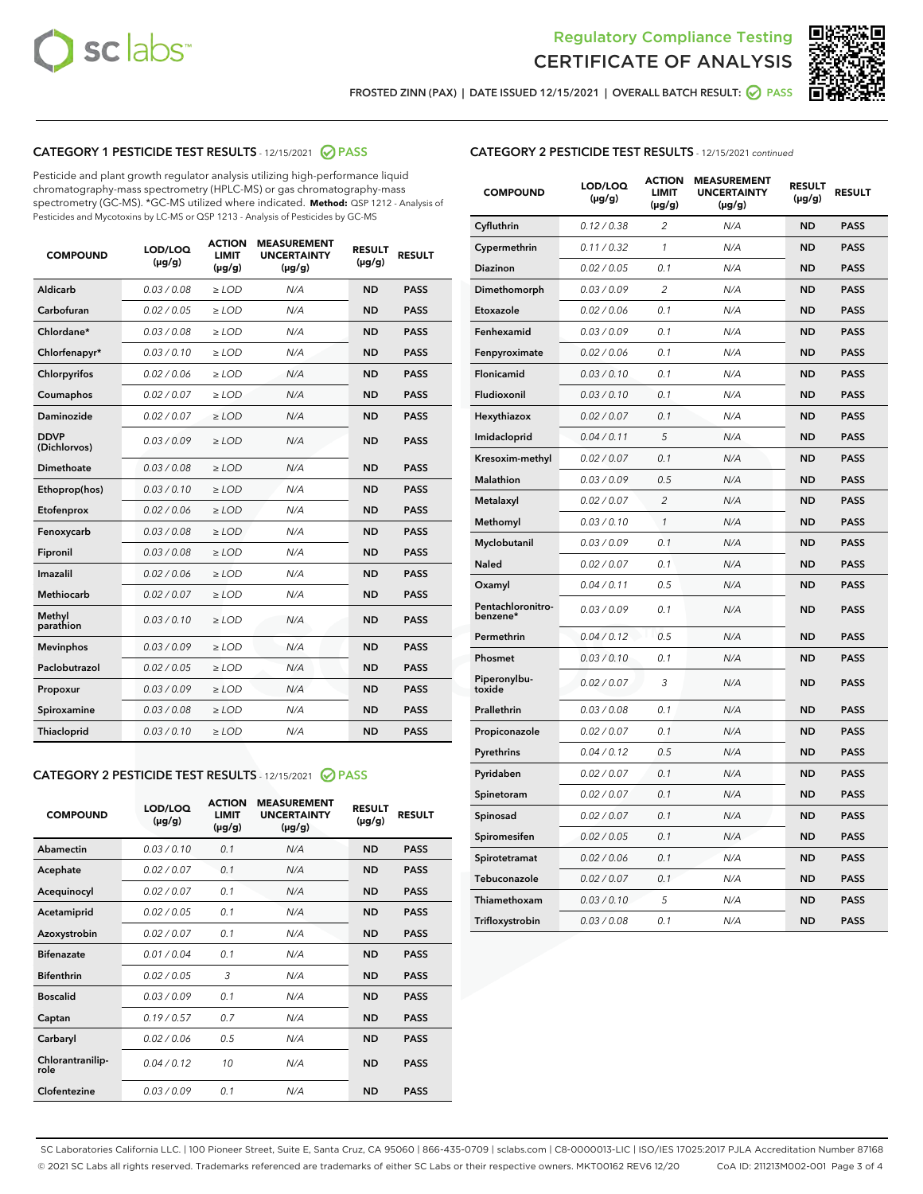Regulatory Compliance Testing
# CERTIFICATE OF ANALYSIS

FROSTED ZINN (PAX) | DATE ISSUED 12/15/2021 | OVERALL BATCH RESULT: PASS

## CATEGORY 1 PESTICIDE TEST RESULTS - 12/15/2021 PASS

Pesticide and plant growth regulator analysis utilizing high-performance liquid chromatography-mass spectrometry (HPLC-MS) or gas chromatography-mass spectrometry (GC-MS). *GC-MS utilized where indicated. **Method:** QSP 1212 - Analysis of Pesticides and Mycotoxins by LC-MS or QSP 1213 - Analysis of Pesticides by GC-MS

| COMPOUND | LOD/LOQ (µg/g) | ACTION LIMIT (µg/g) | MEASUREMENT UNCERTAINTY (µg/g) | RESULT (µg/g) | RESULT |
|---|---|---|---|---|---|
| Aldicarb | 0.03 / 0.08 | ≥ LOD | N/A | ND | PASS |
| Carbofuran | 0.02 / 0.05 | ≥ LOD | N/A | ND | PASS |
| Chlordane* | 0.03 / 0.08 | ≥ LOD | N/A | ND | PASS |
| Chlorfenapyr* | 0.03 / 0.10 | ≥ LOD | N/A | ND | PASS |
| Chlorpyrifos | 0.02 / 0.06 | ≥ LOD | N/A | ND | PASS |
| Coumaphos | 0.02 / 0.07 | ≥ LOD | N/A | ND | PASS |
| Daminozide | 0.02 / 0.07 | ≥ LOD | N/A | ND | PASS |
| DDVP (Dichlorvos) | 0.03 / 0.09 | ≥ LOD | N/A | ND | PASS |
| Dimethoate | 0.03 / 0.08 | ≥ LOD | N/A | ND | PASS |
| Ethoprop(hos) | 0.03 / 0.10 | ≥ LOD | N/A | ND | PASS |
| Etofenprox | 0.02 / 0.06 | ≥ LOD | N/A | ND | PASS |
| Fenoxycarb | 0.03 / 0.08 | ≥ LOD | N/A | ND | PASS |
| Fipronil | 0.03 / 0.08 | ≥ LOD | N/A | ND | PASS |
| Imazalil | 0.02 / 0.06 | ≥ LOD | N/A | ND | PASS |
| Methiocarb | 0.02 / 0.07 | ≥ LOD | N/A | ND | PASS |
| Methyl parathion | 0.03 / 0.10 | ≥ LOD | N/A | ND | PASS |
| Mevinphos | 0.03 / 0.09 | ≥ LOD | N/A | ND | PASS |
| Paclobutrazol | 0.02 / 0.05 | ≥ LOD | N/A | ND | PASS |
| Propoxur | 0.03 / 0.09 | ≥ LOD | N/A | ND | PASS |
| Spiroxamine | 0.03 / 0.08 | ≥ LOD | N/A | ND | PASS |
| Thiacloprid | 0.03 / 0.10 | ≥ LOD | N/A | ND | PASS |

## CATEGORY 2 PESTICIDE TEST RESULTS - 12/15/2021 PASS

| COMPOUND | LOD/LOQ (µg/g) | ACTION LIMIT (µg/g) | MEASUREMENT UNCERTAINTY (µg/g) | RESULT (µg/g) | RESULT |
|---|---|---|---|---|---|
| Abamectin | 0.03 / 0.10 | 0.1 | N/A | ND | PASS |
| Acephate | 0.02 / 0.07 | 0.1 | N/A | ND | PASS |
| Acequinocyl | 0.02 / 0.07 | 0.1 | N/A | ND | PASS |
| Acetamiprid | 0.02 / 0.05 | 0.1 | N/A | ND | PASS |
| Azoxystrobin | 0.02 / 0.07 | 0.1 | N/A | ND | PASS |
| Bifenazate | 0.01 / 0.04 | 0.1 | N/A | ND | PASS |
| Bifenthrin | 0.02 / 0.05 | 3 | N/A | ND | PASS |
| Boscalid | 0.03 / 0.09 | 0.1 | N/A | ND | PASS |
| Captan | 0.19 / 0.57 | 0.7 | N/A | ND | PASS |
| Carbaryl | 0.02 / 0.06 | 0.5 | N/A | ND | PASS |
| Chlorantraniliprole | 0.04 / 0.12 | 10 | N/A | ND | PASS |
| Clofentezine | 0.03 / 0.09 | 0.1 | N/A | ND | PASS |
| Cyfluthrin | 0.12 / 0.38 | 2 | N/A | ND | PASS |
| Cypermethrin | 0.11 / 0.32 | 1 | N/A | ND | PASS |
| Diazinon | 0.02 / 0.05 | 0.1 | N/A | ND | PASS |
| Dimethomorph | 0.03 / 0.09 | 2 | N/A | ND | PASS |
| Etoxazole | 0.02 / 0.06 | 0.1 | N/A | ND | PASS |
| Fenhexamid | 0.03 / 0.09 | 0.1 | N/A | ND | PASS |
| Fenpyroximate | 0.02 / 0.06 | 0.1 | N/A | ND | PASS |
| Flonicamid | 0.03 / 0.10 | 0.1 | N/A | ND | PASS |
| Fludioxonil | 0.03 / 0.10 | 0.1 | N/A | ND | PASS |
| Hexythiazox | 0.02 / 0.07 | 0.1 | N/A | ND | PASS |
| Imidacloprid | 0.04 / 0.11 | 5 | N/A | ND | PASS |
| Kresoxim-methyl | 0.02 / 0.07 | 0.1 | N/A | ND | PASS |
| Malathion | 0.03 / 0.09 | 0.5 | N/A | ND | PASS |
| Metalaxyl | 0.02 / 0.07 | 2 | N/A | ND | PASS |
| Methomyl | 0.03 / 0.10 | 1 | N/A | ND | PASS |
| Myclobutanil | 0.03 / 0.09 | 0.1 | N/A | ND | PASS |
| Naled | 0.02 / 0.07 | 0.1 | N/A | ND | PASS |
| Oxamyl | 0.04 / 0.11 | 0.5 | N/A | ND | PASS |
| Pentachloronitrobenzene* | 0.03 / 0.09 | 0.1 | N/A | ND | PASS |
| Permethrin | 0.04 / 0.12 | 0.5 | N/A | ND | PASS |
| Phosmet | 0.03 / 0.10 | 0.1 | N/A | ND | PASS |
| Piperonylbutoxide | 0.02 / 0.07 | 3 | N/A | ND | PASS |
| Prallethrin | 0.03 / 0.08 | 0.1 | N/A | ND | PASS |
| Propiconazole | 0.02 / 0.07 | 0.1 | N/A | ND | PASS |
| Pyrethrins | 0.04 / 0.12 | 0.5 | N/A | ND | PASS |
| Pyridaben | 0.02 / 0.07 | 0.1 | N/A | ND | PASS |
| Spinetoram | 0.02 / 0.07 | 0.1 | N/A | ND | PASS |
| Spinosad | 0.02 / 0.07 | 0.1 | N/A | ND | PASS |
| Spiromesifen | 0.02 / 0.05 | 0.1 | N/A | ND | PASS |
| Spirotetramat | 0.02 / 0.06 | 0.1 | N/A | ND | PASS |
| Tebuconazole | 0.02 / 0.07 | 0.1 | N/A | ND | PASS |
| Thiamethoxam | 0.03 / 0.10 | 5 | N/A | ND | PASS |
| Trifloxystrobin | 0.03 / 0.08 | 0.1 | N/A | ND | PASS |

SC Laboratories California LLC. | 100 Pioneer Street, Suite E, Santa Cruz, CA 95060 | 866-435-0709 | sclabs.com | C8-0000013-LIC | ISO/IES 17025:2017 PJLA Accreditation Number 87168
© 2021 SC Labs all rights reserved. Trademarks referenced are trademarks of either SC Labs or their respective owners. MKT00162 REV6 12/20 CoA ID: 211213M002-001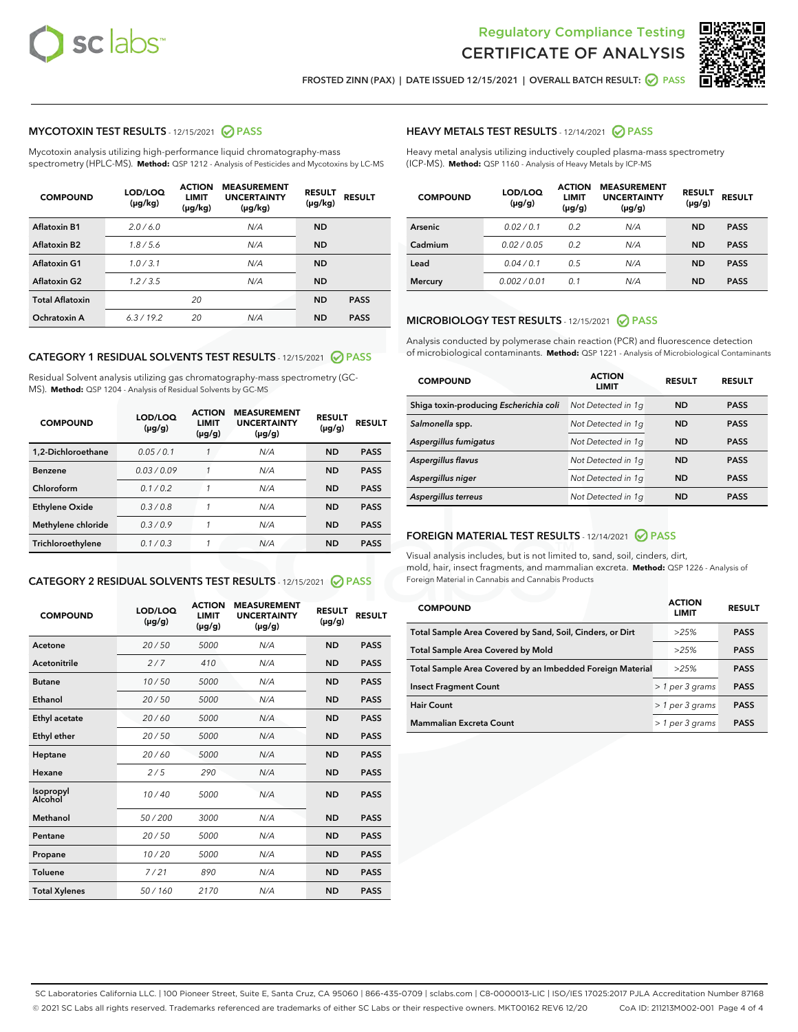Regulatory Compliance Testing
# CERTIFICATE OF ANALYSIS

FROSTED ZINN (PAX) | DATE ISSUED 12/15/2021 | OVERALL BATCH RESULT: PASS

## MYCOTOXIN TEST RESULTS - 12/15/2021 PASS

Mycotoxin analysis utilizing high-performance liquid chromatography-mass spectrometry (HPLC-MS). **Method:** QSP 1212 - Analysis of Pesticides and Mycotoxins by LC-MS

| COMPOUND | LOD/LOQ (μg/kg) | ACTION LIMIT (μg/kg) | MEASUREMENT UNCERTAINTY (μg/kg) | RESULT (μg/kg) | RESULT |
|---|---|---|---|---|---|
| Aflatoxin B1 | 2.0 / 6.0 | | N/A | ND | |
| Aflatoxin B2 | 1.8 / 5.6 | | N/A | ND | |
| Aflatoxin G1 | 1.0 / 3.1 | | N/A | ND | |
| Aflatoxin G2 | 1.2 / 3.5 | | N/A | ND | |
| Total Aflatoxin | | 20 | | ND | PASS |
| Ochratoxin A | 6.3 / 19.2 | 20 | N/A | ND | PASS |

## CATEGORY 1 RESIDUAL SOLVENTS TEST RESULTS - 12/15/2021 PASS

Residual Solvent analysis utilizing gas chromatography-mass spectrometry (GC-MS). **Method:** QSP 1204 - Analysis of Residual Solvents by GC-MS

| COMPOUND | LOD/LOQ (μg/g) | ACTION LIMIT (μg/g) | MEASUREMENT UNCERTAINTY (μg/g) | RESULT (μg/g) | RESULT |
|---|---|---|---|---|---|
| 1,2-Dichloroethane | 0.05 / 0.1 | 1 | N/A | ND | PASS |
| Benzene | 0.03 / 0.09 | 1 | N/A | ND | PASS |
| Chloroform | 0.1 / 0.2 | 1 | N/A | ND | PASS |
| Ethylene Oxide | 0.3 / 0.8 | 1 | N/A | ND | PASS |
| Methylene chloride | 0.3 / 0.9 | 1 | N/A | ND | PASS |
| Trichloroethylene | 0.1 / 0.3 | 1 | N/A | ND | PASS |

## CATEGORY 2 RESIDUAL SOLVENTS TEST RESULTS - 12/15/2021 PASS

| COMPOUND | LOD/LOQ (μg/g) | ACTION LIMIT (μg/g) | MEASUREMENT UNCERTAINTY (μg/g) | RESULT (μg/g) | RESULT |
|---|---|---|---|---|---|
| Acetone | 20 / 50 | 5000 | N/A | ND | PASS |
| Acetonitrile | 2 / 7 | 410 | N/A | ND | PASS |
| Butane | 10 / 50 | 5000 | N/A | ND | PASS |
| Ethanol | 20 / 50 | 5000 | N/A | ND | PASS |
| Ethyl acetate | 20 / 60 | 5000 | N/A | ND | PASS |
| Ethyl ether | 20 / 50 | 5000 | N/A | ND | PASS |
| Heptane | 20 / 60 | 5000 | N/A | ND | PASS |
| Hexane | 2 / 5 | 290 | N/A | ND | PASS |
| Isopropyl Alcohol | 10 / 40 | 5000 | N/A | ND | PASS |
| Methanol | 50 / 200 | 3000 | N/A | ND | PASS |
| Pentane | 20 / 50 | 5000 | N/A | ND | PASS |
| Propane | 10 / 20 | 5000 | N/A | ND | PASS |
| Toluene | 7 / 21 | 890 | N/A | ND | PASS |
| Total Xylenes | 50 / 160 | 2170 | N/A | ND | PASS |

## HEAVY METALS TEST RESULTS - 12/14/2021 PASS

Heavy metal analysis utilizing inductively coupled plasma-mass spectrometry (ICP-MS). **Method:** QSP 1160 - Analysis of Heavy Metals by ICP-MS

| COMPOUND | LOD/LOQ (μg/g) | ACTION LIMIT (μg/g) | MEASUREMENT UNCERTAINTY (μg/g) | RESULT (μg/g) | RESULT |
|---|---|---|---|---|---|
| Arsenic | 0.02 / 0.1 | 0.2 | N/A | ND | PASS |
| Cadmium | 0.02 / 0.05 | 0.2 | N/A | ND | PASS |
| Lead | 0.04 / 0.1 | 0.5 | N/A | ND | PASS |
| Mercury | 0.002 / 0.01 | 0.1 | N/A | ND | PASS |

## MICROBIOLOGY TEST RESULTS - 12/15/2021 PASS

Analysis conducted by polymerase chain reaction (PCR) and fluorescence detection of microbiological contaminants. **Method:** QSP 1221 - Analysis of Microbiological Contaminants

| COMPOUND | ACTION LIMIT | RESULT | RESULT |
|---|---|---|---|
| Shiga toxin-producing *Escherichia coli* | Not Detected in 1g | ND | PASS |
| *Salmonella* spp. | Not Detected in 1g | ND | PASS |
| *Aspergillus fumigatus* | Not Detected in 1g | ND | PASS |
| *Aspergillus flavus* | Not Detected in 1g | ND | PASS |
| *Aspergillus niger* | Not Detected in 1g | ND | PASS |
| *Aspergillus terreus* | Not Detected in 1g | ND | PASS |

## FOREIGN MATERIAL TEST RESULTS - 12/14/2021 PASS

Visual analysis includes, but is not limited to, sand, soil, cinders, dirt, mold, hair, insect fragments, and mammalian excreta. **Method:** QSP 1226 - Analysis of Foreign Material in Cannabis and Cannabis Products

| COMPOUND | ACTION LIMIT | RESULT |
|---|---|---|
| Total Sample Area Covered by Sand, Soil, Cinders, or Dirt | >25% | PASS |
| Total Sample Area Covered by Mold | >25% | PASS |
| Total Sample Area Covered by an Imbedded Foreign Material | >25% | PASS |
| Insect Fragment Count | > 1 per 3 grams | PASS |
| Hair Count | > 1 per 3 grams | PASS |
| Mammalian Excreta Count | > 1 per 3 grams | PASS |

SC Laboratories California LLC. | 100 Pioneer Street, Suite E, Santa Cruz, CA 95060 | 866-435-0709 | sclabs.com | C8-0000013-LIC | ISO/IES 17025:2017 PJLA Accreditation Number 87168
© 2021 SC Labs all rights reserved. Trademarks referenced are trademarks of either SC Labs or their respective owners. MKT00162 REV6 12/20 CoA ID: 211213M002-001